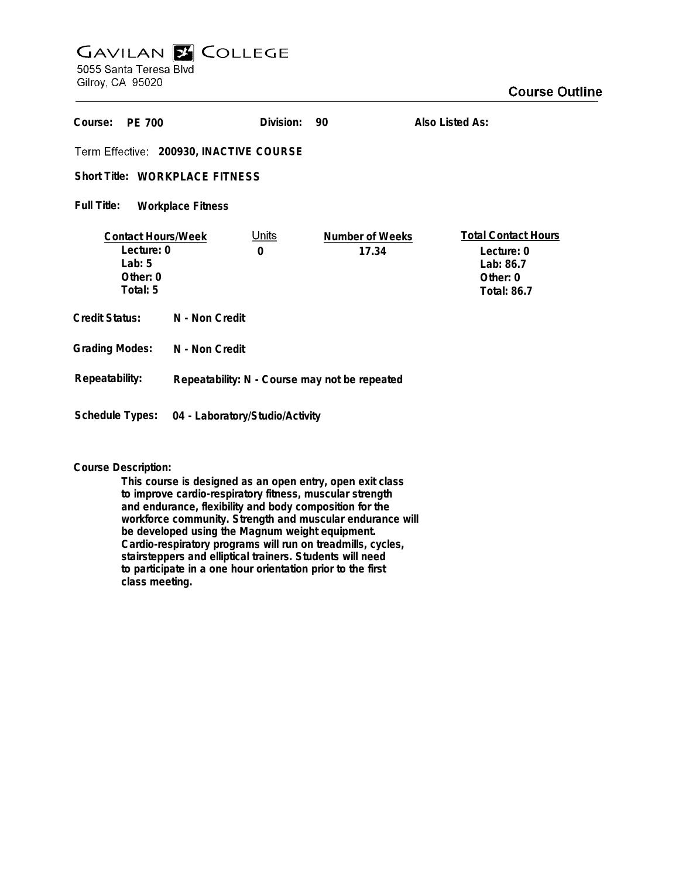# Gavilan College

5055 Santa Teresa Blvd
Gilroy, CA 95020

## Course Outline

**Course:** PE 700 **Division:** 90 **Also Listed As:**

**Term Effective:** 200930, INACTIVE COURSE

**Short Title:** WORKPLACE FITNESS

**Full Title:** Workplace Fitness

| Contact Hours/Week | Units | Number of Weeks | Total Contact Hours |
|---|---|---|---|
| Lecture: 0 | 0 | 17.34 | Lecture: 0 |
| Lab: 5 | | | Lab: 86.7 |
| Other: 0 | | | Other: 0 |
| Total: 5 | | | Total: 86.7 |

**Credit Status:** N - Non Credit

**Grading Modes:** N - Non Credit

**Repeatability:** Repeatability: N - Course may not be repeated

**Schedule Types:** 04 - Laboratory/Studio/Activity

**Course Description:**

This course is designed as an open entry, open exit class to improve cardio-respiratory fitness, muscular strength and endurance, flexibility and body composition for the workforce community. Strength and muscular endurance will be developed using the Magnum weight equipment. Cardio-respiratory programs will run on treadmills, cycles, stairsteppers and elliptical trainers. Students will need to participate in a one hour orientation prior to the first class meeting.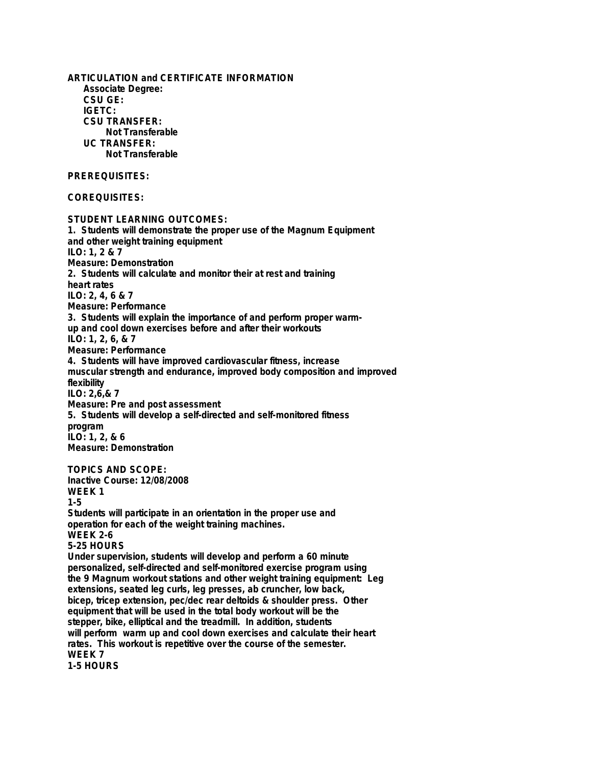**ARTICULATION and CERTIFICATE INFORMATION**

**Associate Degree:**

**CSU GE:**

**IGETC:**

**CSU TRANSFER:**

**Not Transferable**

**UC TRANSFER:**

**Not Transferable**

**PREREQUISITES:**

**COREQUISITES:**

**STUDENT LEARNING OUTCOMES:**

**1. Students will demonstrate the proper use of the Magnum Equipment and other weight training equipment**
**ILO: 1, 2 & 7**
**Measure: Demonstration**

**2. Students will calculate and monitor their at rest and training heart rates**
**ILO: 2, 4, 6 & 7**
**Measure: Performance**

**3. Students will explain the importance of and perform proper warm-up and cool down exercises before and after their workouts**
**ILO: 1, 2, 6, & 7**
**Measure: Performance**

**4. Students will have improved cardiovascular fitness, increase muscular strength and endurance, improved body composition and improved flexibility**
**ILO: 2,6,& 7**
**Measure: Pre and post assessment**

**5. Students will develop a self-directed and self-monitored fitness program**
**ILO: 1, 2, & 6**
**Measure: Demonstration**

**TOPICS AND SCOPE:**

**Inactive Course: 12/08/2008**

**WEEK 1**
**1-5**
**Students will participate in an orientation in the proper use and operation for each of the weight training machines.**

**WEEK 2-6**
**5-25 HOURS**
**Under supervision, students will develop and perform a 60 minute personalized, self-directed and self-monitored exercise program using the 9 Magnum workout stations and other weight training equipment: Leg extensions, seated leg curls, leg presses, ab cruncher, low back, bicep, tricep extension, pec/dec rear deltoids & shoulder press. Other equipment that will be used in the total body workout will be the stepper, bike, elliptical and the treadmill. In addition, students will perform warm up and cool down exercises and calculate their heart rates. This workout is repetitive over the course of the semester.**

**WEEK 7**
**1-5 HOURS**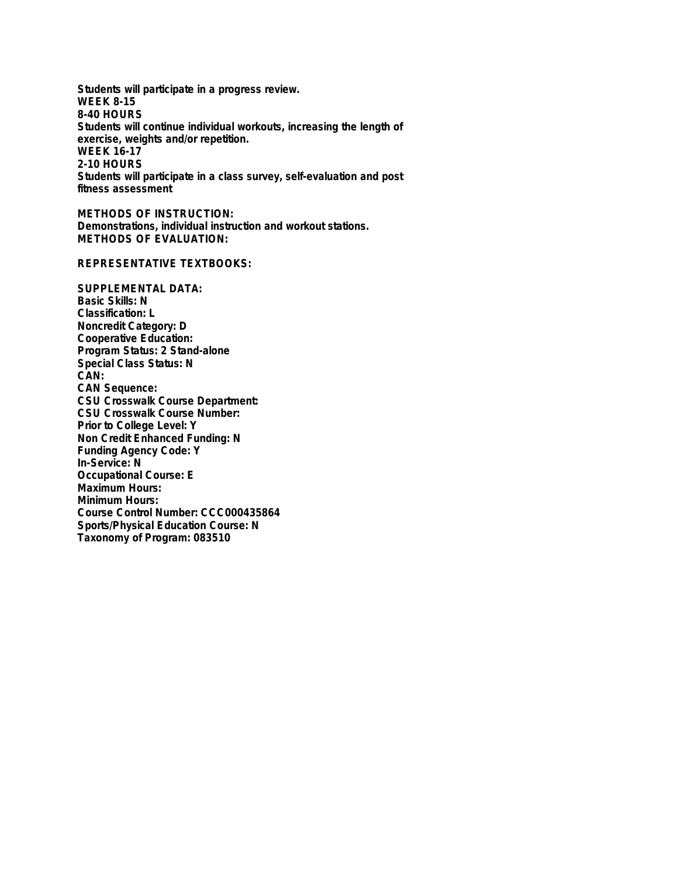**Students will participate in a progress review.**
**WEEK 8-15**
**8-40 HOURS**
**Students will continue individual workouts, increasing the length of exercise, weights and/or repetition.**
**WEEK 16-17**
**2-10 HOURS**
**Students will participate in a class survey, self-evaluation and post fitness assessment**

**METHODS OF INSTRUCTION:**
**Demonstrations, individual instruction and workout stations.**
**METHODS OF EVALUATION:**

**REPRESENTATIVE TEXTBOOKS:**

**SUPPLEMENTAL DATA:**
**Basic Skills: N**
**Classification: L**
**Noncredit Category: D**
**Cooperative Education:**
**Program Status: 2 Stand-alone**
**Special Class Status: N**
**CAN:**
**CAN Sequence:**
**CSU Crosswalk Course Department:**
**CSU Crosswalk Course Number:**
**Prior to College Level: Y**
**Non Credit Enhanced Funding: N**
**Funding Agency Code: Y**
**In-Service: N**
**Occupational Course: E**
**Maximum Hours:**
**Minimum Hours:**
**Course Control Number: CCC000435864**
**Sports/Physical Education Course: N**
**Taxonomy of Program: 083510**